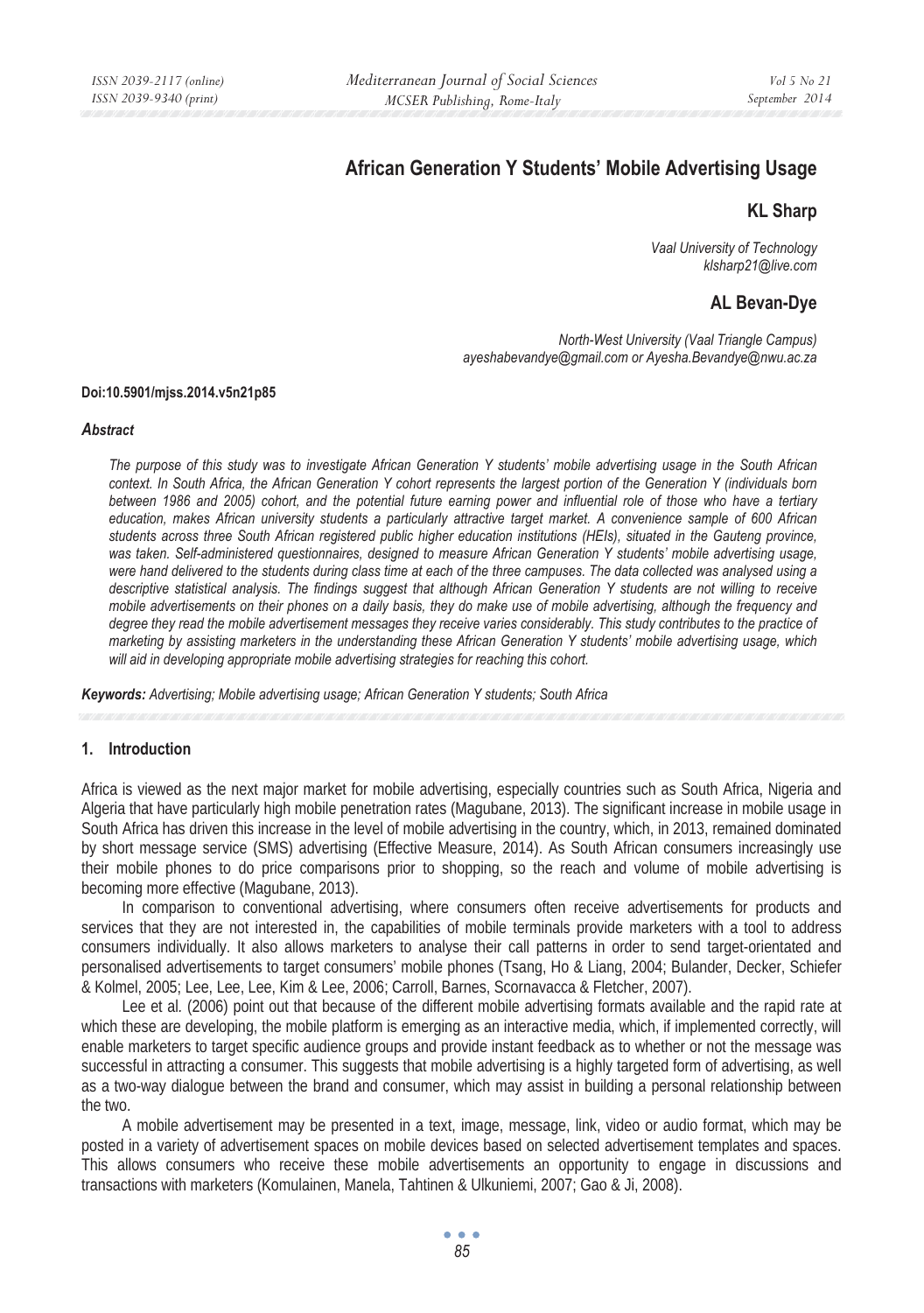# African Generation Y Students' Mobile Advertising Usage

**KL Sharp**

*Vaal University of Technology*
*klsharp21@live.com*

**AL Bevan-Dye**

*North-West University (Vaal Triangle Campus)*
*ayeshabevandye@gmail.com or Ayesha.Bevandye@nwu.ac.za*

**Doi:10.5901/mjss.2014.v5n21p85**

***Abstract***

*The purpose of this study was to investigate African Generation Y students' mobile advertising usage in the South African context. In South Africa, the African Generation Y cohort represents the largest portion of the Generation Y (individuals born between 1986 and 2005) cohort, and the potential future earning power and influential role of those who have a tertiary education, makes African university students a particularly attractive target market. A convenience sample of 600 African students across three South African registered public higher education institutions (HEIs), situated in the Gauteng province, was taken. Self-administered questionnaires, designed to measure African Generation Y students' mobile advertising usage, were hand delivered to the students during class time at each of the three campuses. The data collected was analysed using a descriptive statistical analysis. The findings suggest that although African Generation Y students are not willing to receive mobile advertisements on their phones on a daily basis, they do make use of mobile advertising, although the frequency and degree they read the mobile advertisement messages they receive varies considerably. This study contributes to the practice of marketing by assisting marketers in the understanding these African Generation Y students' mobile advertising usage, which will aid in developing appropriate mobile advertising strategies for reaching this cohort.*

***Keywords:*** *Advertising; Mobile advertising usage; African Generation Y students; South Africa*

## 1. Introduction

Africa is viewed as the next major market for mobile advertising, especially countries such as South Africa, Nigeria and Algeria that have particularly high mobile penetration rates (Magubane, 2013). The significant increase in mobile usage in South Africa has driven this increase in the level of mobile advertising in the country, which, in 2013, remained dominated by short message service (SMS) advertising (Effective Measure, 2014). As South African consumers increasingly use their mobile phones to do price comparisons prior to shopping, so the reach and volume of mobile advertising is becoming more effective (Magubane, 2013).

In comparison to conventional advertising, where consumers often receive advertisements for products and services that they are not interested in, the capabilities of mobile terminals provide marketers with a tool to address consumers individually. It also allows marketers to analyse their call patterns in order to send target-orientated and personalised advertisements to target consumers' mobile phones (Tsang, Ho & Liang, 2004; Bulander, Decker, Schiefer & Kolmel, 2005; Lee, Lee, Lee, Kim & Lee, 2006; Carroll, Barnes, Scornavacca & Fletcher, 2007).

Lee et al. (2006) point out that because of the different mobile advertising formats available and the rapid rate at which these are developing, the mobile platform is emerging as an interactive media, which, if implemented correctly, will enable marketers to target specific audience groups and provide instant feedback as to whether or not the message was successful in attracting a consumer. This suggests that mobile advertising is a highly targeted form of advertising, as well as a two-way dialogue between the brand and consumer, which may assist in building a personal relationship between the two.

A mobile advertisement may be presented in a text, image, message, link, video or audio format, which may be posted in a variety of advertisement spaces on mobile devices based on selected advertisement templates and spaces. This allows consumers who receive these mobile advertisements an opportunity to engage in discussions and transactions with marketers (Komulainen, Manela, Tahtinen & Ulkuniemi, 2007; Gao & Ji, 2008).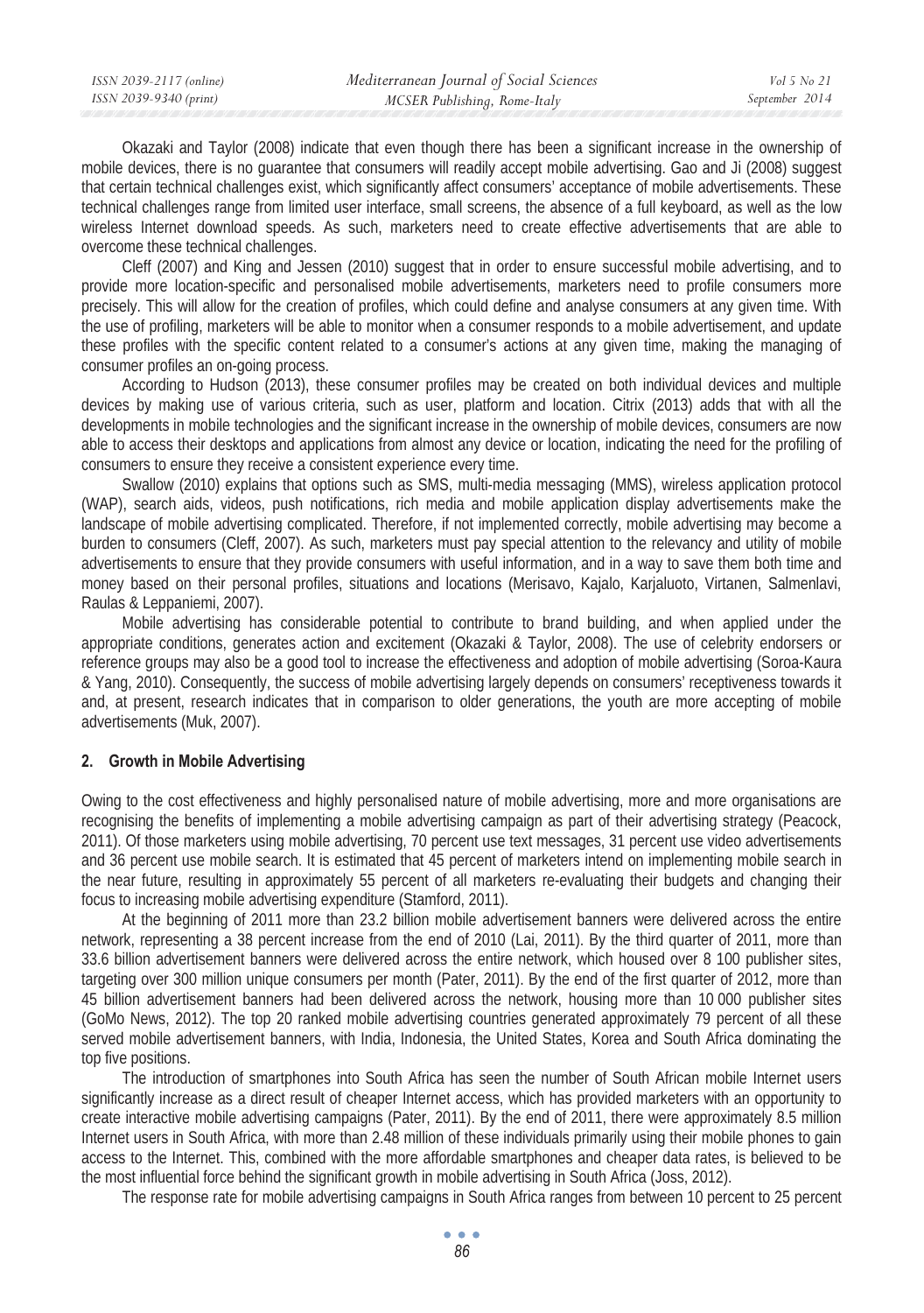Okazaki and Taylor (2008) indicate that even though there has been a significant increase in the ownership of mobile devices, there is no guarantee that consumers will readily accept mobile advertising. Gao and Ji (2008) suggest that certain technical challenges exist, which significantly affect consumers' acceptance of mobile advertisements. These technical challenges range from limited user interface, small screens, the absence of a full keyboard, as well as the low wireless Internet download speeds. As such, marketers need to create effective advertisements that are able to overcome these technical challenges.

Cleff (2007) and King and Jessen (2010) suggest that in order to ensure successful mobile advertising, and to provide more location-specific and personalised mobile advertisements, marketers need to profile consumers more precisely. This will allow for the creation of profiles, which could define and analyse consumers at any given time. With the use of profiling, marketers will be able to monitor when a consumer responds to a mobile advertisement, and update these profiles with the specific content related to a consumer's actions at any given time, making the managing of consumer profiles an on-going process.

According to Hudson (2013), these consumer profiles may be created on both individual devices and multiple devices by making use of various criteria, such as user, platform and location. Citrix (2013) adds that with all the developments in mobile technologies and the significant increase in the ownership of mobile devices, consumers are now able to access their desktops and applications from almost any device or location, indicating the need for the profiling of consumers to ensure they receive a consistent experience every time.

Swallow (2010) explains that options such as SMS, multi-media messaging (MMS), wireless application protocol (WAP), search aids, videos, push notifications, rich media and mobile application display advertisements make the landscape of mobile advertising complicated. Therefore, if not implemented correctly, mobile advertising may become a burden to consumers (Cleff, 2007). As such, marketers must pay special attention to the relevancy and utility of mobile advertisements to ensure that they provide consumers with useful information, and in a way to save them both time and money based on their personal profiles, situations and locations (Merisavo, Kajalo, Karjaluoto, Virtanen, Salmenlavi, Raulas & Leppaniemi, 2007).

Mobile advertising has considerable potential to contribute to brand building, and when applied under the appropriate conditions, generates action and excitement (Okazaki & Taylor, 2008). The use of celebrity endorsers or reference groups may also be a good tool to increase the effectiveness and adoption of mobile advertising (Soroa-Kaura & Yang, 2010). Consequently, the success of mobile advertising largely depends on consumers' receptiveness towards it and, at present, research indicates that in comparison to older generations, the youth are more accepting of mobile advertisements (Muk, 2007).

## 2. Growth in Mobile Advertising

Owing to the cost effectiveness and highly personalised nature of mobile advertising, more and more organisations are recognising the benefits of implementing a mobile advertising campaign as part of their advertising strategy (Peacock, 2011). Of those marketers using mobile advertising, 70 percent use text messages, 31 percent use video advertisements and 36 percent use mobile search. It is estimated that 45 percent of marketers intend on implementing mobile search in the near future, resulting in approximately 55 percent of all marketers re-evaluating their budgets and changing their focus to increasing mobile advertising expenditure (Stamford, 2011).

At the beginning of 2011 more than 23.2 billion mobile advertisement banners were delivered across the entire network, representing a 38 percent increase from the end of 2010 (Lai, 2011). By the third quarter of 2011, more than 33.6 billion advertisement banners were delivered across the entire network, which housed over 8 100 publisher sites, targeting over 300 million unique consumers per month (Pater, 2011). By the end of the first quarter of 2012, more than 45 billion advertisement banners had been delivered across the network, housing more than 10 000 publisher sites (GoMo News, 2012). The top 20 ranked mobile advertising countries generated approximately 79 percent of all these served mobile advertisement banners, with India, Indonesia, the United States, Korea and South Africa dominating the top five positions.

The introduction of smartphones into South Africa has seen the number of South African mobile Internet users significantly increase as a direct result of cheaper Internet access, which has provided marketers with an opportunity to create interactive mobile advertising campaigns (Pater, 2011). By the end of 2011, there were approximately 8.5 million Internet users in South Africa, with more than 2.48 million of these individuals primarily using their mobile phones to gain access to the Internet. This, combined with the more affordable smartphones and cheaper data rates, is believed to be the most influential force behind the significant growth in mobile advertising in South Africa (Joss, 2012).

The response rate for mobile advertising campaigns in South Africa ranges from between 10 percent to 25 percent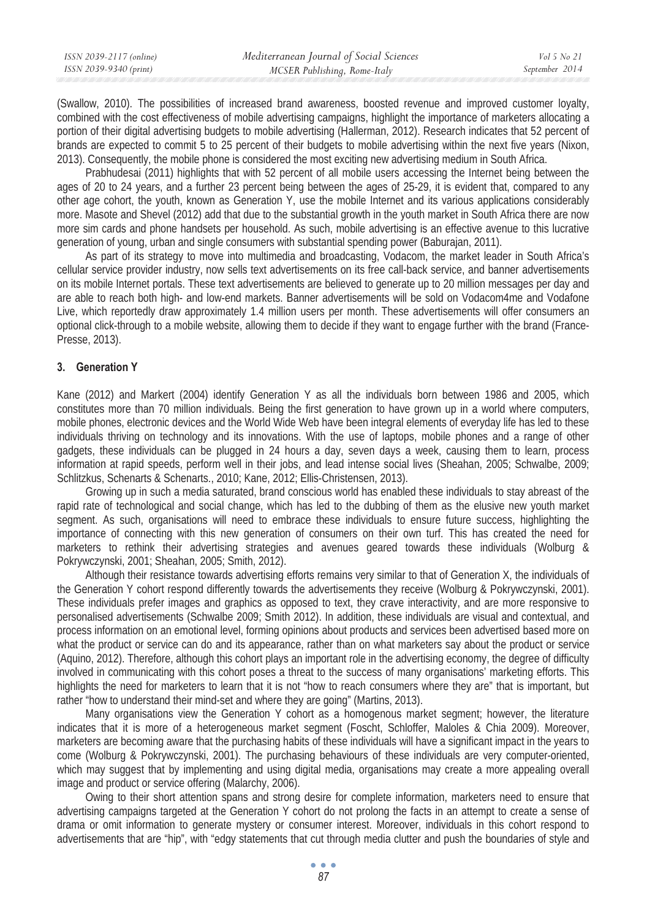(Swallow, 2010). The possibilities of increased brand awareness, boosted revenue and improved customer loyalty, combined with the cost effectiveness of mobile advertising campaigns, highlight the importance of marketers allocating a portion of their digital advertising budgets to mobile advertising (Hallerman, 2012). Research indicates that 52 percent of brands are expected to commit 5 to 25 percent of their budgets to mobile advertising within the next five years (Nixon, 2013). Consequently, the mobile phone is considered the most exciting new advertising medium in South Africa.

Prabhudesai (2011) highlights that with 52 percent of all mobile users accessing the Internet being between the ages of 20 to 24 years, and a further 23 percent being between the ages of 25-29, it is evident that, compared to any other age cohort, the youth, known as Generation Y, use the mobile Internet and its various applications considerably more. Masote and Shevel (2012) add that due to the substantial growth in the youth market in South Africa there are now more sim cards and phone handsets per household. As such, mobile advertising is an effective avenue to this lucrative generation of young, urban and single consumers with substantial spending power (Baburajan, 2011).

As part of its strategy to move into multimedia and broadcasting, Vodacom, the market leader in South Africa's cellular service provider industry, now sells text advertisements on its free call-back service, and banner advertisements on its mobile Internet portals. These text advertisements are believed to generate up to 20 million messages per day and are able to reach both high- and low-end markets. Banner advertisements will be sold on Vodacom4me and Vodafone Live, which reportedly draw approximately 1.4 million users per month. These advertisements will offer consumers an optional click-through to a mobile website, allowing them to decide if they want to engage further with the brand (France-Presse, 2013).

## 3. Generation Y

Kane (2012) and Markert (2004) identify Generation Y as all the individuals born between 1986 and 2005, which constitutes more than 70 million individuals. Being the first generation to have grown up in a world where computers, mobile phones, electronic devices and the World Wide Web have been integral elements of everyday life has led to these individuals thriving on technology and its innovations. With the use of laptops, mobile phones and a range of other gadgets, these individuals can be plugged in 24 hours a day, seven days a week, causing them to learn, process information at rapid speeds, perform well in their jobs, and lead intense social lives (Sheahan, 2005; Schwalbe, 2009; Schlitzkus, Schenarts & Schenarts., 2010; Kane, 2012; Ellis-Christensen, 2013).

Growing up in such a media saturated, brand conscious world has enabled these individuals to stay abreast of the rapid rate of technological and social change, which has led to the dubbing of them as the elusive new youth market segment. As such, organisations will need to embrace these individuals to ensure future success, highlighting the importance of connecting with this new generation of consumers on their own turf. This has created the need for marketers to rethink their advertising strategies and avenues geared towards these individuals (Wolburg & Pokrywczynski, 2001; Sheahan, 2005; Smith, 2012).

Although their resistance towards advertising efforts remains very similar to that of Generation X, the individuals of the Generation Y cohort respond differently towards the advertisements they receive (Wolburg & Pokrywczynski, 2001). These individuals prefer images and graphics as opposed to text, they crave interactivity, and are more responsive to personalised advertisements (Schwalbe 2009; Smith 2012). In addition, these individuals are visual and contextual, and process information on an emotional level, forming opinions about products and services been advertised based more on what the product or service can do and its appearance, rather than on what marketers say about the product or service (Aquino, 2012). Therefore, although this cohort plays an important role in the advertising economy, the degree of difficulty involved in communicating with this cohort poses a threat to the success of many organisations' marketing efforts. This highlights the need for marketers to learn that it is not "how to reach consumers where they are" that is important, but rather "how to understand their mind-set and where they are going" (Martins, 2013).

Many organisations view the Generation Y cohort as a homogenous market segment; however, the literature indicates that it is more of a heterogeneous market segment (Foscht, Schloffer, Maloles & Chia 2009). Moreover, marketers are becoming aware that the purchasing habits of these individuals will have a significant impact in the years to come (Wolburg & Pokrywczynski, 2001). The purchasing behaviours of these individuals are very computer-oriented, which may suggest that by implementing and using digital media, organisations may create a more appealing overall image and product or service offering (Malarchy, 2006).

Owing to their short attention spans and strong desire for complete information, marketers need to ensure that advertising campaigns targeted at the Generation Y cohort do not prolong the facts in an attempt to create a sense of drama or omit information to generate mystery or consumer interest. Moreover, individuals in this cohort respond to advertisements that are "hip", with "edgy statements that cut through media clutter and push the boundaries of style and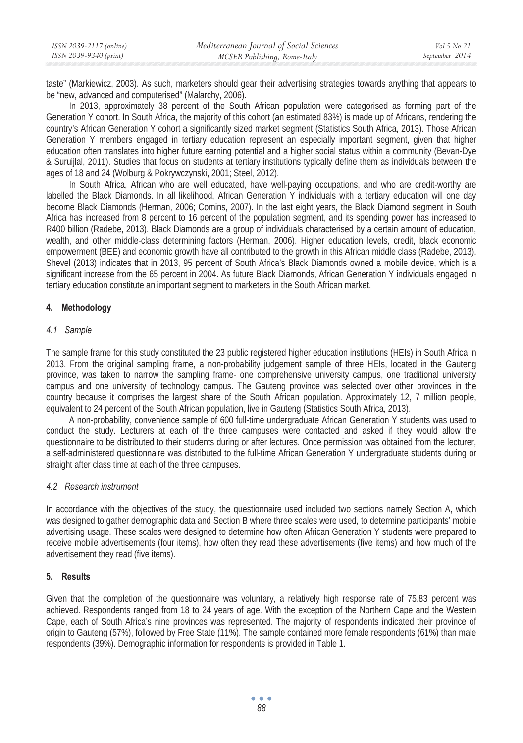taste" (Markiewicz, 2003). As such, marketers should gear their advertising strategies towards anything that appears to be "new, advanced and computerised" (Malarchy, 2006).

In 2013, approximately 38 percent of the South African population were categorised as forming part of the Generation Y cohort. In South Africa, the majority of this cohort (an estimated 83%) is made up of Africans, rendering the country's African Generation Y cohort a significantly sized market segment (Statistics South Africa, 2013). Those African Generation Y members engaged in tertiary education represent an especially important segment, given that higher education often translates into higher future earning potential and a higher social status within a community (Bevan-Dye & Suruijlal, 2011). Studies that focus on students at tertiary institutions typically define them as individuals between the ages of 18 and 24 (Wolburg & Pokrywczynski, 2001; Steel, 2012).

In South Africa, African who are well educated, have well-paying occupations, and who are credit-worthy are labelled the Black Diamonds. In all likelihood, African Generation Y individuals with a tertiary education will one day become Black Diamonds (Herman, 2006; Comins, 2007). In the last eight years, the Black Diamond segment in South Africa has increased from 8 percent to 16 percent of the population segment, and its spending power has increased to R400 billion (Radebe, 2013). Black Diamonds are a group of individuals characterised by a certain amount of education, wealth, and other middle-class determining factors (Herman, 2006). Higher education levels, credit, black economic empowerment (BEE) and economic growth have all contributed to the growth in this African middle class (Radebe, 2013). Shevel (2013) indicates that in 2013, 95 percent of South Africa's Black Diamonds owned a mobile device, which is a significant increase from the 65 percent in 2004. As future Black Diamonds, African Generation Y individuals engaged in tertiary education constitute an important segment to marketers in the South African market.

## 4. Methodology

### *4.1 Sample*

The sample frame for this study constituted the 23 public registered higher education institutions (HEIs) in South Africa in 2013. From the original sampling frame, a non-probability judgement sample of three HEIs, located in the Gauteng province, was taken to narrow the sampling frame- one comprehensive university campus, one traditional university campus and one university of technology campus. The Gauteng province was selected over other provinces in the country because it comprises the largest share of the South African population. Approximately 12, 7 million people, equivalent to 24 percent of the South African population, live in Gauteng (Statistics South Africa, 2013).

A non-probability, convenience sample of 600 full-time undergraduate African Generation Y students was used to conduct the study. Lecturers at each of the three campuses were contacted and asked if they would allow the questionnaire to be distributed to their students during or after lectures. Once permission was obtained from the lecturer, a self-administered questionnaire was distributed to the full-time African Generation Y undergraduate students during or straight after class time at each of the three campuses.

### *4.2 Research instrument*

In accordance with the objectives of the study, the questionnaire used included two sections namely Section A, which was designed to gather demographic data and Section B where three scales were used, to determine participants' mobile advertising usage. These scales were designed to determine how often African Generation Y students were prepared to receive mobile advertisements (four items), how often they read these advertisements (five items) and how much of the advertisement they read (five items).

## 5. Results

Given that the completion of the questionnaire was voluntary, a relatively high response rate of 75.83 percent was achieved. Respondents ranged from 18 to 24 years of age. With the exception of the Northern Cape and the Western Cape, each of South Africa's nine provinces was represented. The majority of respondents indicated their province of origin to Gauteng (57%), followed by Free State (11%). The sample contained more female respondents (61%) than male respondents (39%). Demographic information for respondents is provided in Table 1.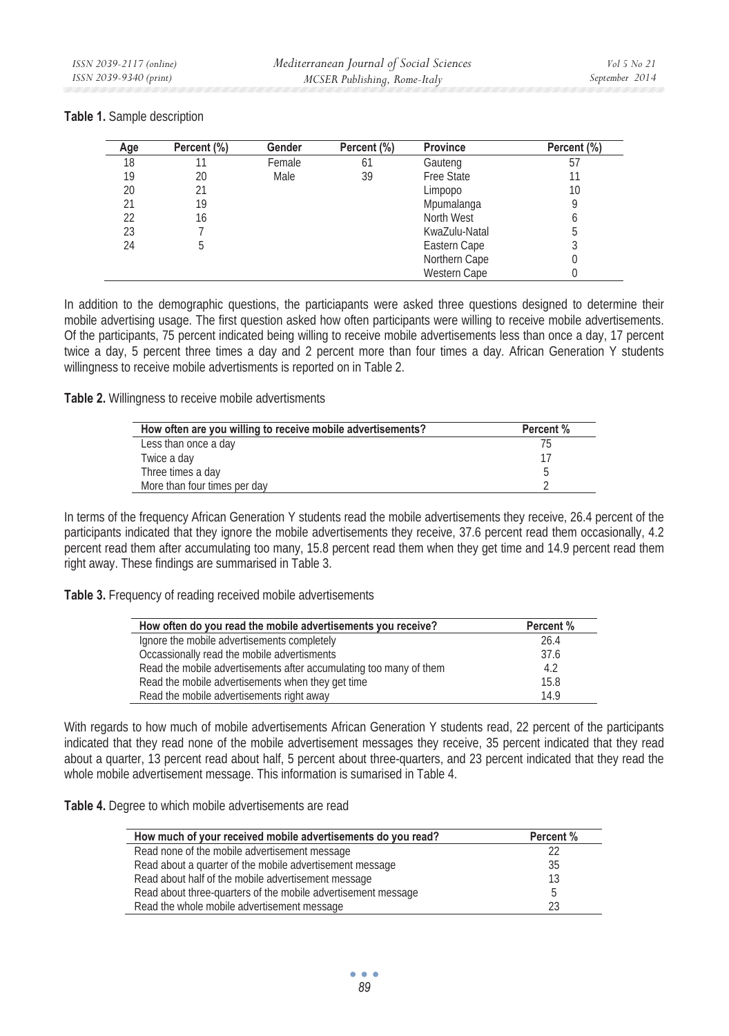**Table 1.** Sample description

| Age | Percent (%) | Gender | Percent (%) | Province | Percent (%) |
|---|---|---|---|---|---|
| 18 | 11 | Female | 61 | Gauteng | 57 |
| 19 | 20 | Male | 39 | Free State | 11 |
| 20 | 21 | | | Limpopo | 10 |
| 21 | 19 | | | Mpumalanga | 9 |
| 22 | 16 | | | North West | 6 |
| 23 | 7 | | | KwaZulu-Natal | 5 |
| 24 | 5 | | | Eastern Cape | 3 |
| | | | | Northern Cape | 0 |
| | | | | Western Cape | 0 |

In addition to the demographic questions, the particiapants were asked three questions designed to determine their mobile advertising usage. The first question asked how often participants were willing to receive mobile advertisements. Of the participants, 75 percent indicated being willing to receive mobile advertisements less than once a day, 17 percent twice a day, 5 percent three times a day and 2 percent more than four times a day. African Generation Y students willingness to receive mobile advertisments is reported on in Table 2.

**Table 2.** Willingness to receive mobile advertisments

| How often are you willing to receive mobile advertisements? | Percent % |
|---|---|
| Less than once a day | 75 |
| Twice a day | 17 |
| Three times a day | 5 |
| More than four times per day | 2 |

In terms of the frequency African Generation Y students read the mobile advertisements they receive, 26.4 percent of the participants indicated that they ignore the mobile advertisements they receive, 37.6 percent read them occasionally, 4.2 percent read them after accumulating too many, 15.8 percent read them when they get time and 14.9 percent read them right away. These findings are summarised in Table 3.

**Table 3.** Frequency of reading received mobile advertisements

| How often do you read the mobile advertisements you receive? | Percent % |
|---|---|
| Ignore the mobile advertisements completely | 26.4 |
| Occassionally read the mobile advertisments | 37.6 |
| Read the mobile advertisements after accumulating too many of them | 4.2 |
| Read the mobile advertisements when they get time | 15.8 |
| Read the mobile advertisements right away | 14.9 |

With regards to how much of mobile advertisements African Generation Y students read, 22 percent of the participants indicated that they read none of the mobile advertisement messages they receive, 35 percent indicated that they read about a quarter, 13 percent read about half, 5 percent about three-quarters, and 23 percent indicated that they read the whole mobile advertisement message. This information is sumarised in Table 4.

**Table 4.** Degree to which mobile advertisements are read

| How much of your received mobile advertisements do you read? | Percent % |
|---|---|
| Read none of the mobile advertisement message | 22 |
| Read about a quarter of the mobile advertisement message | 35 |
| Read about half of the mobile advertisement message | 13 |
| Read about three-quarters of the mobile advertisement message | 5 |
| Read the whole mobile advertisement message | 23 |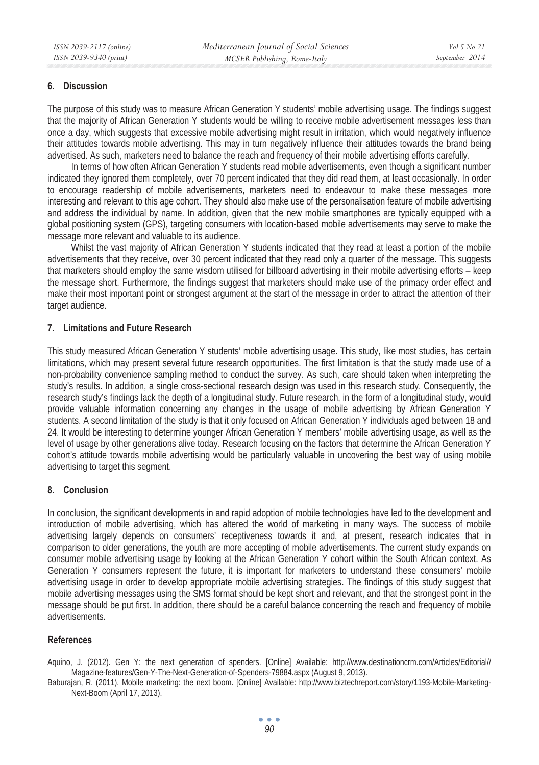## 6. Discussion

The purpose of this study was to measure African Generation Y students' mobile advertising usage. The findings suggest that the majority of African Generation Y students would be willing to receive mobile advertisement messages less than once a day, which suggests that excessive mobile advertising might result in irritation, which would negatively influence their attitudes towards mobile advertising. This may in turn negatively influence their attitudes towards the brand being advertised. As such, marketers need to balance the reach and frequency of their mobile advertising efforts carefully.

In terms of how often African Generation Y students read mobile advertisements, even though a significant number indicated they ignored them completely, over 70 percent indicated that they did read them, at least occasionally. In order to encourage readership of mobile advertisements, marketers need to endeavour to make these messages more interesting and relevant to this age cohort. They should also make use of the personalisation feature of mobile advertising and address the individual by name. In addition, given that the new mobile smartphones are typically equipped with a global positioning system (GPS), targeting consumers with location-based mobile advertisements may serve to make the message more relevant and valuable to its audience.

Whilst the vast majority of African Generation Y students indicated that they read at least a portion of the mobile advertisements that they receive, over 30 percent indicated that they read only a quarter of the message. This suggests that marketers should employ the same wisdom utilised for billboard advertising in their mobile advertising efforts – keep the message short. Furthermore, the findings suggest that marketers should make use of the primacy order effect and make their most important point or strongest argument at the start of the message in order to attract the attention of their target audience.

## 7. Limitations and Future Research

This study measured African Generation Y students' mobile advertising usage. This study, like most studies, has certain limitations, which may present several future research opportunities. The first limitation is that the study made use of a non-probability convenience sampling method to conduct the survey. As such, care should taken when interpreting the study's results. In addition, a single cross-sectional research design was used in this research study. Consequently, the research study's findings lack the depth of a longitudinal study. Future research, in the form of a longitudinal study, would provide valuable information concerning any changes in the usage of mobile advertising by African Generation Y students. A second limitation of the study is that it only focused on African Generation Y individuals aged between 18 and 24. It would be interesting to determine younger African Generation Y members' mobile advertising usage, as well as the level of usage by other generations alive today. Research focusing on the factors that determine the African Generation Y cohort's attitude towards mobile advertising would be particularly valuable in uncovering the best way of using mobile advertising to target this segment.

## 8. Conclusion

In conclusion, the significant developments in and rapid adoption of mobile technologies have led to the development and introduction of mobile advertising, which has altered the world of marketing in many ways. The success of mobile advertising largely depends on consumers' receptiveness towards it and, at present, research indicates that in comparison to older generations, the youth are more accepting of mobile advertisements. The current study expands on consumer mobile advertising usage by looking at the African Generation Y cohort within the South African context. As Generation Y consumers represent the future, it is important for marketers to understand these consumers' mobile advertising usage in order to develop appropriate mobile advertising strategies. The findings of this study suggest that mobile advertising messages using the SMS format should be kept short and relevant, and that the strongest point in the message should be put first. In addition, there should be a careful balance concerning the reach and frequency of mobile advertisements.

## References

Aquino, J. (2012). Gen Y: the next generation of spenders. [Online] Available: http://www.destinationcrm.com/Articles/Editorial//Magazine-features/Gen-Y-The-Next-Generation-of-Spenders-79884.aspx (August 9, 2013).

Baburajan, R. (2011). Mobile marketing: the next boom. [Online] Available: http://www.biztechreport.com/story/1193-Mobile-Marketing-Next-Boom (April 17, 2013).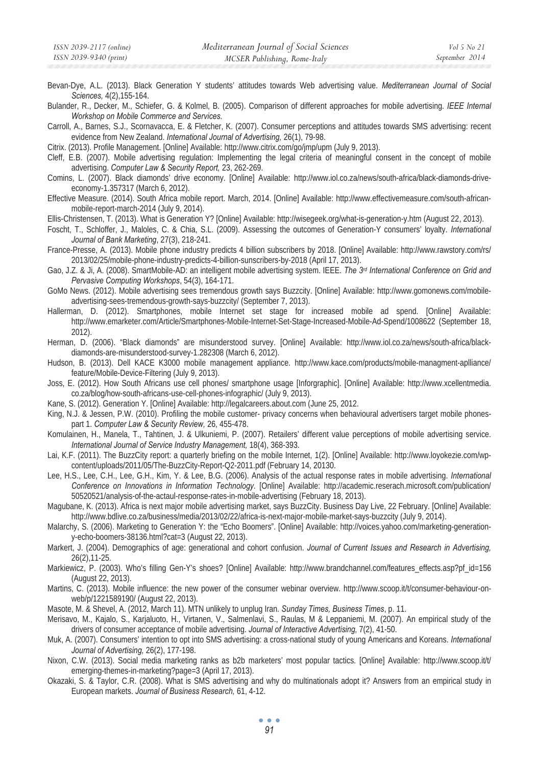Bevan-Dye, A.L. (2013). Black Generation Y students' attitudes towards Web advertising value. *Mediterranean Journal of Social Sciences,* 4(2),155-164.

Bulander, R., Decker, M., Schiefer, G. & Kolmel, B. (2005). Comparison of different approaches for mobile advertising. *IEEE Internal Workshop on Mobile Commerce and Services.*

Carroll, A., Barnes, S.J., Scornavacca, E. & Fletcher, K. (2007). Consumer perceptions and attitudes towards SMS advertising: recent evidence from New Zealand. *International Journal of Advertising,* 26(1), 79-98.

Citrix. (2013). Profile Management. [Online] Available: http://www.citrix.com/go/jmp/upm (July 9, 2013).

Cleff, E.B. (2007). Mobile advertising regulation: Implementing the legal criteria of meaningful consent in the concept of mobile advertising. *Computer Law & Security Report,* 23, 262-269.

Comins, L. (2007). Black diamonds' drive economy. [Online] Available: http://www.iol.co.za/news/south-africa/black-diamonds-drive-economy-1.357317 (March 6, 2012).

Effective Measure. (2014). South Africa mobile report. March, 2014. [Online] Available: http://www.effectivemeasure.com/south-african-mobile-report-march-2014 (July 9, 2014).

Ellis-Christensen, T. (2013). What is Generation Y? [Online] Available: http://wisegeek.org/what-is-generation-y.htm (August 22, 2013).

Foscht, T., Schloffer, J., Maloles, C. & Chia, S.L. (2009). Assessing the outcomes of Generation-Y consumers' loyalty. *International Journal of Bank Marketing*, 27(3), 218-241.

France-Presse, A. (2013). Mobile phone industry predicts 4 billion subscribers by 2018. [Online] Available: http://www.rawstory.com/rs/2013/02/25/mobile-phone-industry-predicts-4-billion-sunscribers-by-2018 (April 17, 2013).

Gao, J.Z. & Ji, A. (2008). SmartMobile-AD: an intelligent mobile advertising system. IEEE. *The 3rd International Conference on Grid and Pervasive Computing Workshops*, 54(3), 164-171.

GoMo News. (2012). Mobile advertising sees tremendous growth says Buzzcity. [Online] Available: http://www.gomonews.com/mobile-advertising-sees-tremendous-growth-says-buzzcity/ (September 7, 2013).

Hallerman, D. (2012). Smartphones, mobile Internet set stage for increased mobile ad spend. [Online] Available: http://www.emarketer.com/Article/Smartphones-Mobile-Internet-Set-Stage-Increased-Mobile-Ad-Spend/1008622 (September 18, 2012).

Herman, D. (2006). "Black diamonds" are misunderstood survey. [Online] Available: http://www.iol.co.za/news/south-africa/black-diamonds-are-misunderstood-survey-1.282308 (March 6, 2012).

Hudson, B. (2013). Dell KACE K3000 mobile management appliance. http://www.kace.com/products/mobile-managment-aplliance/feature/Mobile-Device-Filtering (July 9, 2013).

Joss, E. (2012). How South Africans use cell phones/ smartphone usage [Inforgraphic]. [Online] Available: http://www.xcellentmedia.co.za/blog/how-south-africans-use-cell-phones-infographic/ (July 9, 2013).

Kane, S. (2012). Generation Y. [Online] Available: http://legalcareers.about.com (June 25, 2012.

King, N.J. & Jessen, P.W. (2010). Profiling the mobile customer- privacy concerns when behavioural advertisers target mobile phones-part 1. *Computer Law & Security Review,* 26, 455-478.

Komulainen, H., Manela, T., Tahtinen, J. & Ulkuniemi, P. (2007). Retailers' different value perceptions of mobile advertising service. *International Journal of Service Industry Management,* 18(4), 368-393.

Lai, K.F. (2011). The BuzzCity report: a quarterly briefing on the mobile Internet, 1(2). [Online] Available: http://www.loyokezie.com/wp-content/uploads/2011/05/The-BuzzCity-Report-Q2-2011.pdf (February 14, 20130.

Lee, H.S., Lee, C.H., Lee, G.H., Kim, Y. & Lee, B.G. (2006). Analysis of the actual response rates in mobile advertising. *International Conference on Innovations in Information Technology*. [Online] Available: http://academic.reserach.microsoft.com/publication/50520521/analysis-of-the-actaul-response-rates-in-mobile-advertising (February 18, 2013).

Magubane, K. (2013). Africa is next major mobile advertising market, says BuzzCity. Business Day Live, 22 February. [Online] Available: http://www.bdlive.co.za/business/media/2013/02/22/africa-is-next-major-mobile-market-says-buzzcity (July 9, 2014).

Malarchy, S. (2006). Marketing to Generation Y: the "Echo Boomers". [Online] Available: http://voices.yahoo.com/marketing-generation-y-echo-boomers-38136.html?cat=3 (August 22, 2013).

Markert, J. (2004). Demographics of age: generational and cohort confusion. *Journal of Current Issues and Research in Advertising,* 26(2),11-25.

Markiewicz, P. (2003). Who's filling Gen-Y's shoes? [Online] Available: http://www.brandchannel.com/features_effects.asp?pf_id=156 (August 22, 2013).

Martins, C. (2013). Mobile influence: the new power of the consumer webinar overview. http://www.scoop.it/t/consumer-behaviour-on-web/p/1221589190/ (August 22, 2013).

Masote, M. & Shevel, A. (2012, March 11). MTN unlikely to unplug Iran. *Sunday Times, Business Times*, p. 11.

Merisavo, M., Kajalo, S., Karjaluoto, H., Virtanen, V., Salmenlavi, S., Raulas, M & Leppaniemi, M. (2007). An empirical study of the drivers of consumer acceptance of mobile advertising. *Journal of Interactive Advertising,* 7(2), 41-50.

Muk, A. (2007). Consumers' intention to opt into SMS advertising: a cross-national study of young Americans and Koreans. *International Journal of Advertising,* 26(2), 177-198.

Nixon, C.W. (2013). Social media marketing ranks as b2b marketers' most popular tactics. [Online] Available: http://www.scoop.it/t/emerging-themes-in-marketing?page=3 (April 17, 2013).

Okazaki, S. & Taylor, C.R. (2008). What is SMS advertising and why do multinationals adopt it? Answers from an empirical study in European markets. *Journal of Business Research,* 61, 4-12.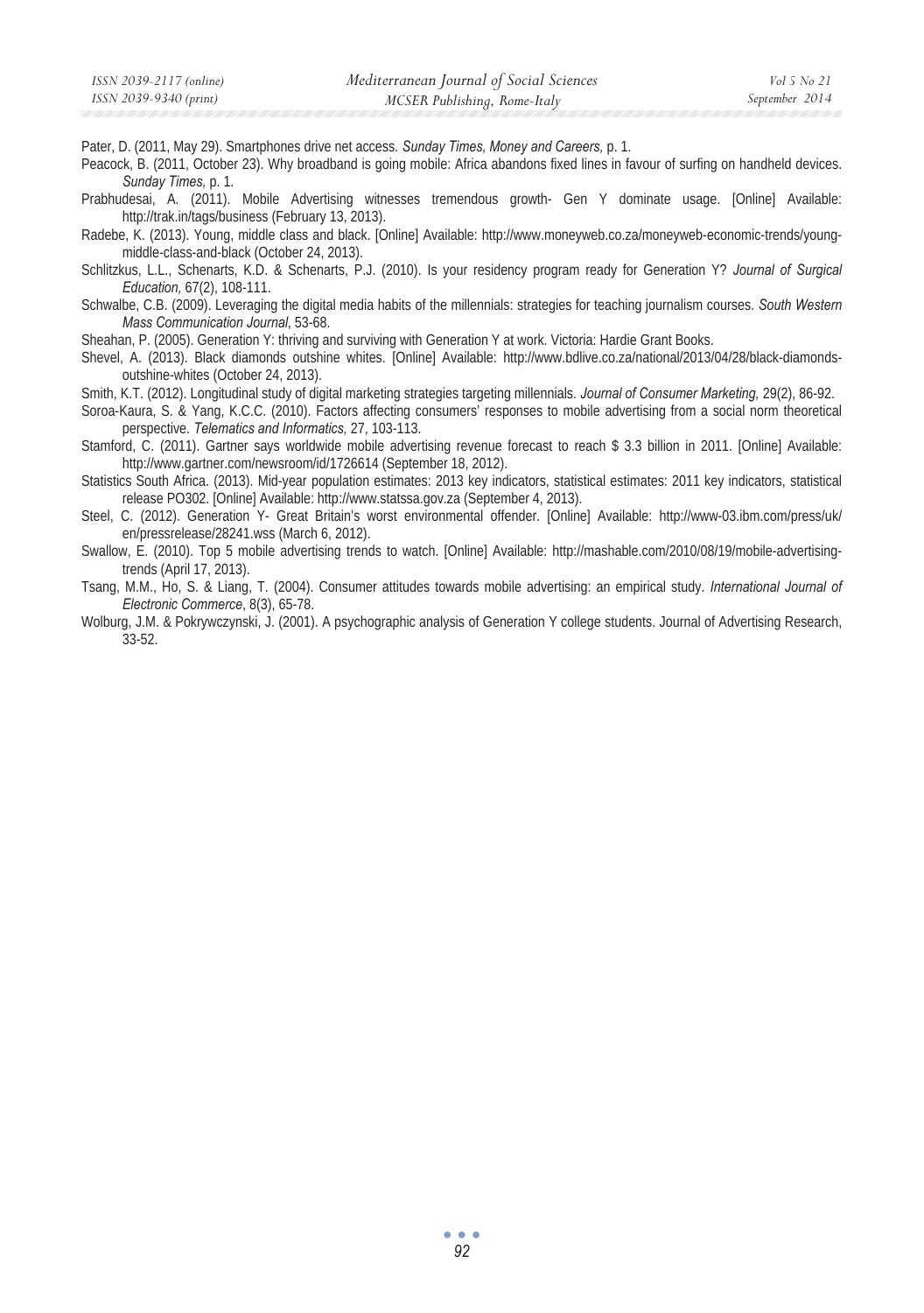Pater, D. (2011, May 29). Smartphones drive net access. *Sunday Times, Money and Careers,* p. 1.

Peacock, B. (2011, October 23). Why broadband is going mobile: Africa abandons fixed lines in favour of surfing on handheld devices. *Sunday Times,* p. 1.

Prabhudesai, A. (2011). Mobile Advertising witnesses tremendous growth- Gen Y dominate usage. [Online] Available: http://trak.in/tags/business (February 13, 2013).

Radebe, K. (2013). Young, middle class and black. [Online] Available: http://www.moneyweb.co.za/moneyweb-economic-trends/young-middle-class-and-black (October 24, 2013).

Schlitzkus, L.L., Schenarts, K.D. & Schenarts, P.J. (2010). Is your residency program ready for Generation Y? *Journal of Surgical Education,* 67(2), 108-111.

Schwalbe, C.B. (2009). Leveraging the digital media habits of the millennials: strategies for teaching journalism courses. *South Western Mass Communication Journal*, 53-68.

Sheahan, P. (2005). Generation Y: thriving and surviving with Generation Y at work. Victoria: Hardie Grant Books.

Shevel, A. (2013). Black diamonds outshine whites. [Online] Available: http://www.bdlive.co.za/national/2013/04/28/black-diamonds-outshine-whites (October 24, 2013).

Smith, K.T. (2012). Longitudinal study of digital marketing strategies targeting millennials. *Journal of Consumer Marketing,* 29(2), 86-92.

Soroa-Kaura, S. & Yang, K.C.C. (2010). Factors affecting consumers' responses to mobile advertising from a social norm theoretical perspective. *Telematics and Informatics,* 27, 103-113.

Stamford, C. (2011). Gartner says worldwide mobile advertising revenue forecast to reach $ 3.3 billion in 2011. [Online] Available: http://www.gartner.com/newsroom/id/1726614 (September 18, 2012).

Statistics South Africa. (2013). Mid-year population estimates: 2013 key indicators, statistical estimates: 2011 key indicators, statistical release PO302. [Online] Available: http://www.statssa.gov.za (September 4, 2013).

Steel, C. (2012). Generation Y- Great Britain's worst environmental offender. [Online] Available: http://www-03.ibm.com/press/uk/en/pressrelease/28241.wss (March 6, 2012).

Swallow, E. (2010). Top 5 mobile advertising trends to watch. [Online] Available: http://mashable.com/2010/08/19/mobile-advertising-trends (April 17, 2013).

Tsang, M.M., Ho, S. & Liang, T. (2004). Consumer attitudes towards mobile advertising: an empirical study. *International Journal of Electronic Commerce*, 8(3), 65-78.

Wolburg, J.M. & Pokrywczynski, J. (2001). A psychographic analysis of Generation Y college students. Journal of Advertising Research, 33-52.